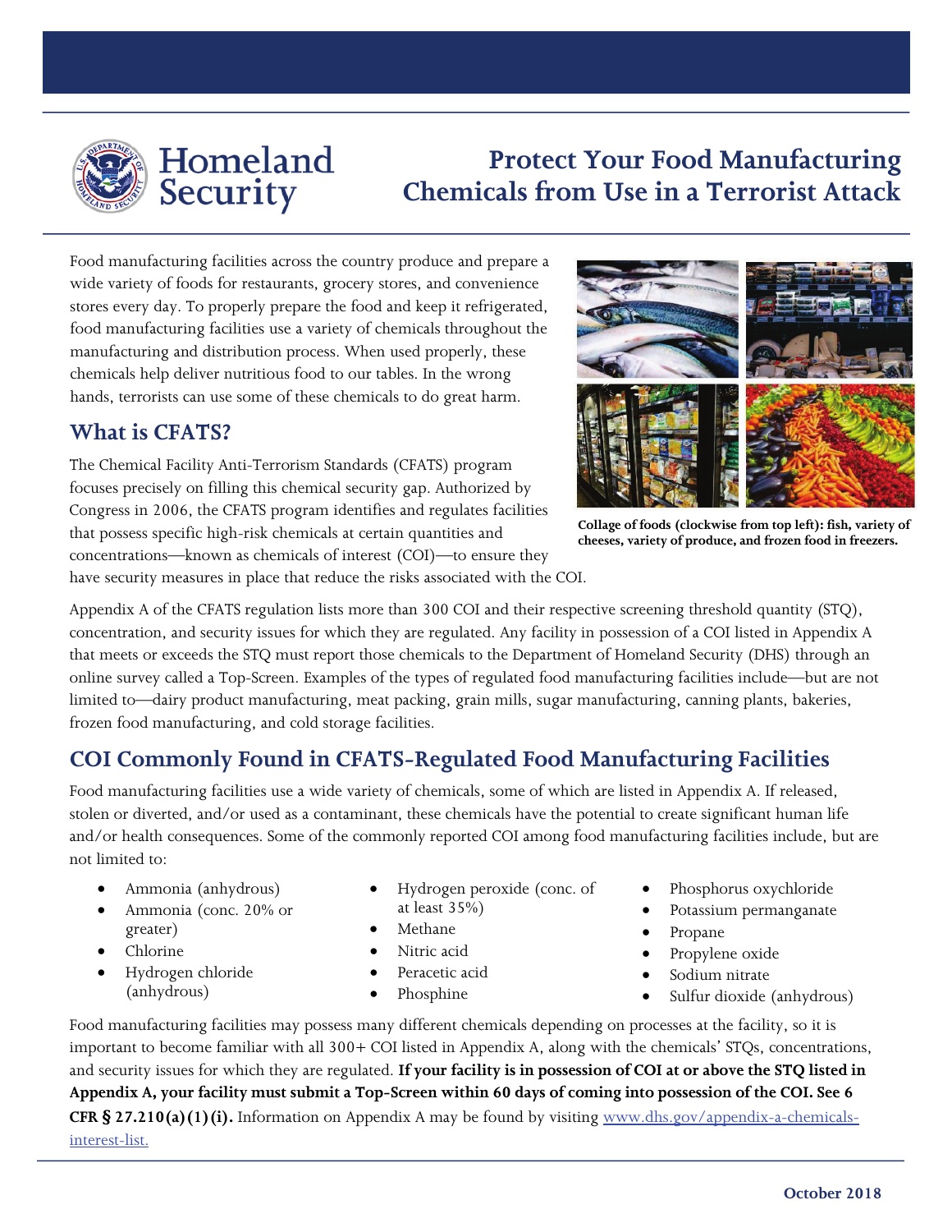# Protect Your Food Manufacturing Chemicals from Use in a Terrorist Attack

Food manufacturing facilities across the country produce and prepare a wide variety of foods for restaurants, grocery stores, and convenience stores every day. To properly prepare the food and keep it refrigerated, food manufacturing facilities use a variety of chemicals throughout the manufacturing and distribution process. When used properly, these chemicals help deliver nutritious food to our tables. In the wrong hands, terrorists can use some of these chemicals to do great harm.

**Collage of foods (clockwise from top left): fish, variety of cheeses, variety of produce, and frozen food in freezers.**

## What is CFATS?

The Chemical Facility Anti-Terrorism Standards (CFATS) program focuses precisely on filling this chemical security gap. Authorized by Congress in 2006, the CFATS program identifies and regulates facilities that possess specific high-risk chemicals at certain quantities and concentrations—known as chemicals of interest (COI)—to ensure they have security measures in place that reduce the risks associated with the COI.

Appendix A of the CFATS regulation lists more than 300 COI and their respective screening threshold quantity (STQ), concentration, and security issues for which they are regulated. Any facility in possession of a COI listed in Appendix A that meets or exceeds the STQ must report those chemicals to the Department of Homeland Security (DHS) through an online survey called a Top-Screen. Examples of the types of regulated food manufacturing facilities include—but are not limited to—dairy product manufacturing, meat packing, grain mills, sugar manufacturing, canning plants, bakeries, frozen food manufacturing, and cold storage facilities.

## COI Commonly Found in CFATS-Regulated Food Manufacturing Facilities

Food manufacturing facilities use a wide variety of chemicals, some of which are listed in Appendix A. If released, stolen or diverted, and/or used as a contaminant, these chemicals have the potential to create significant human life and/or health consequences. Some of the commonly reported COI among food manufacturing facilities include, but are not limited to:

- Ammonia (anhydrous)
- Ammonia (conc. 20% or greater)
- Chlorine
- Hydrogen chloride (anhydrous)
- Hydrogen peroxide (conc. of at least 35%)
- Methane
- Nitric acid
- Peracetic acid
- Phosphine
- Phosphorus oxychloride
- Potassium permanganate
- Propane
- Propylene oxide
- Sodium nitrate
- Sulfur dioxide (anhydrous)

Food manufacturing facilities may possess many different chemicals depending on processes at the facility, so it is important to become familiar with all 300+ COI listed in Appendix A, along with the chemicals' STQs, concentrations, and security issues for which they are regulated. **If your facility is in possession of COI at or above the STQ listed in Appendix A, your facility must submit a Top-Screen within 60 days of coming into possession of the COI. See 6 CFR § 27.210(a)(1)(i).** Information on Appendix A may be found by visiting [www.dhs.gov/appendix-a-chemicals-interest-list.](www.dhs.gov/appendix-a-chemicals-interest-list)

October 2018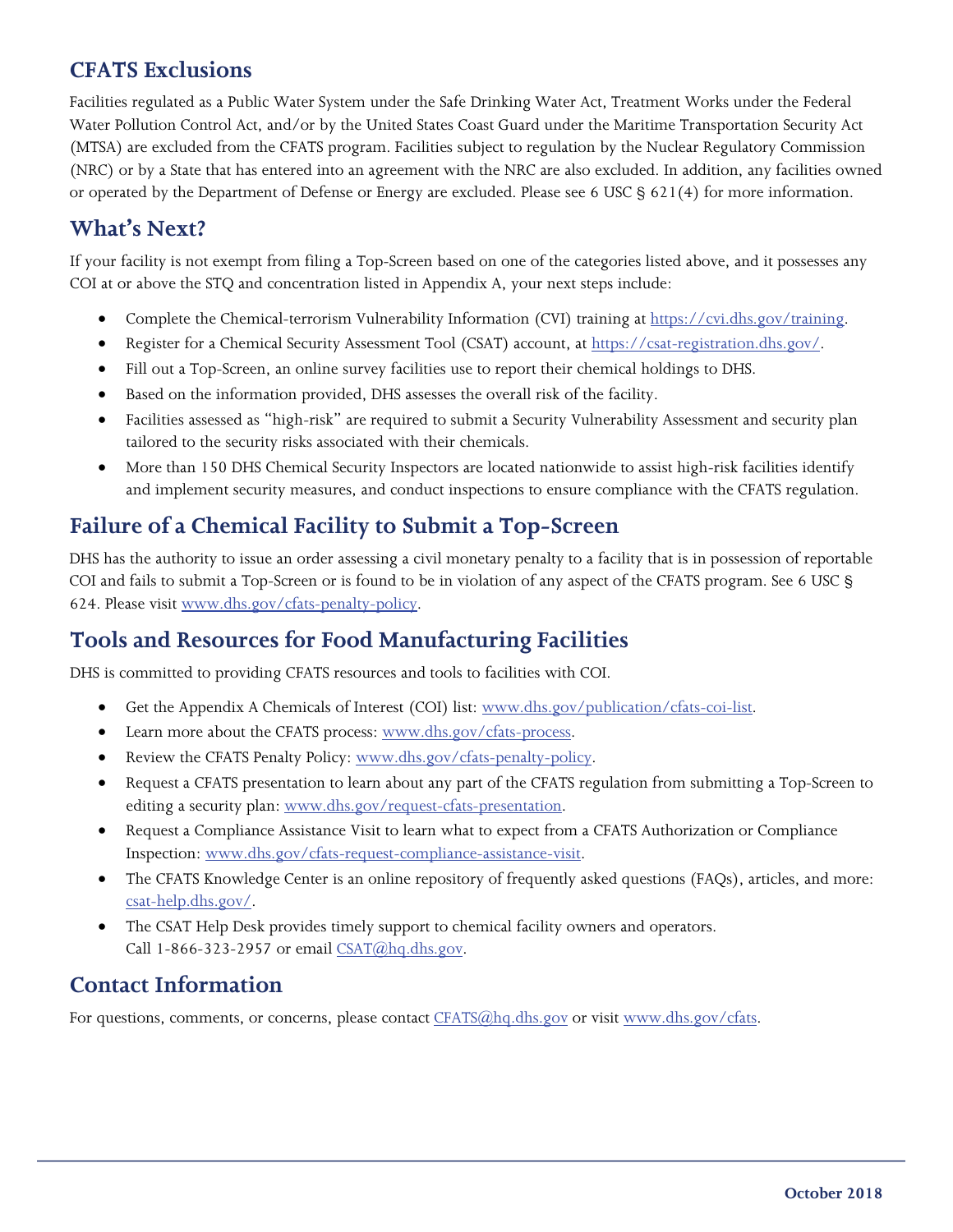## CFATS Exclusions

Facilities regulated as a Public Water System under the Safe Drinking Water Act, Treatment Works under the Federal Water Pollution Control Act, and/or by the United States Coast Guard under the Maritime Transportation Security Act (MTSA) are excluded from the CFATS program. Facilities subject to regulation by the Nuclear Regulatory Commission (NRC) or by a State that has entered into an agreement with the NRC are also excluded. In addition, any facilities owned or operated by the Department of Defense or Energy are excluded. Please see 6 USC § 621(4) for more information.

## What's Next?

If your facility is not exempt from filing a Top-Screen based on one of the categories listed above, and it possesses any COI at or above the STQ and concentration listed in Appendix A, your next steps include:

- Complete the Chemical-terrorism Vulnerability Information (CVI) training at https://cvi.dhs.gov/training.
- Register for a Chemical Security Assessment Tool (CSAT) account, at https://csat-registration.dhs.gov/.
- Fill out a Top-Screen, an online survey facilities use to report their chemical holdings to DHS.
- Based on the information provided, DHS assesses the overall risk of the facility.
- Facilities assessed as "high-risk" are required to submit a Security Vulnerability Assessment and security plan tailored to the security risks associated with their chemicals.
- More than 150 DHS Chemical Security Inspectors are located nationwide to assist high-risk facilities identify and implement security measures, and conduct inspections to ensure compliance with the CFATS regulation.

## Failure of a Chemical Facility to Submit a Top-Screen

DHS has the authority to issue an order assessing a civil monetary penalty to a facility that is in possession of reportable COI and fails to submit a Top-Screen or is found to be in violation of any aspect of the CFATS program. See 6 USC § 624. Please visit www.dhs.gov/cfats-penalty-policy.

## Tools and Resources for Food Manufacturing Facilities

DHS is committed to providing CFATS resources and tools to facilities with COI.

- Get the Appendix A Chemicals of Interest (COI) list: www.dhs.gov/publication/cfats-coi-list.
- Learn more about the CFATS process: www.dhs.gov/cfats-process.
- Review the CFATS Penalty Policy: www.dhs.gov/cfats-penalty-policy.
- Request a CFATS presentation to learn about any part of the CFATS regulation from submitting a Top-Screen to editing a security plan: www.dhs.gov/request-cfats-presentation.
- Request a Compliance Assistance Visit to learn what to expect from a CFATS Authorization or Compliance Inspection: www.dhs.gov/cfats-request-compliance-assistance-visit.
- The CFATS Knowledge Center is an online repository of frequently asked questions (FAQs), articles, and more: csat-help.dhs.gov/.
- The CSAT Help Desk provides timely support to chemical facility owners and operators. Call 1-866-323-2957 or email CSAT@hq.dhs.gov.

## Contact Information

For questions, comments, or concerns, please contact CFATS@hq.dhs.gov or visit www.dhs.gov/cfats.

**October 2018**